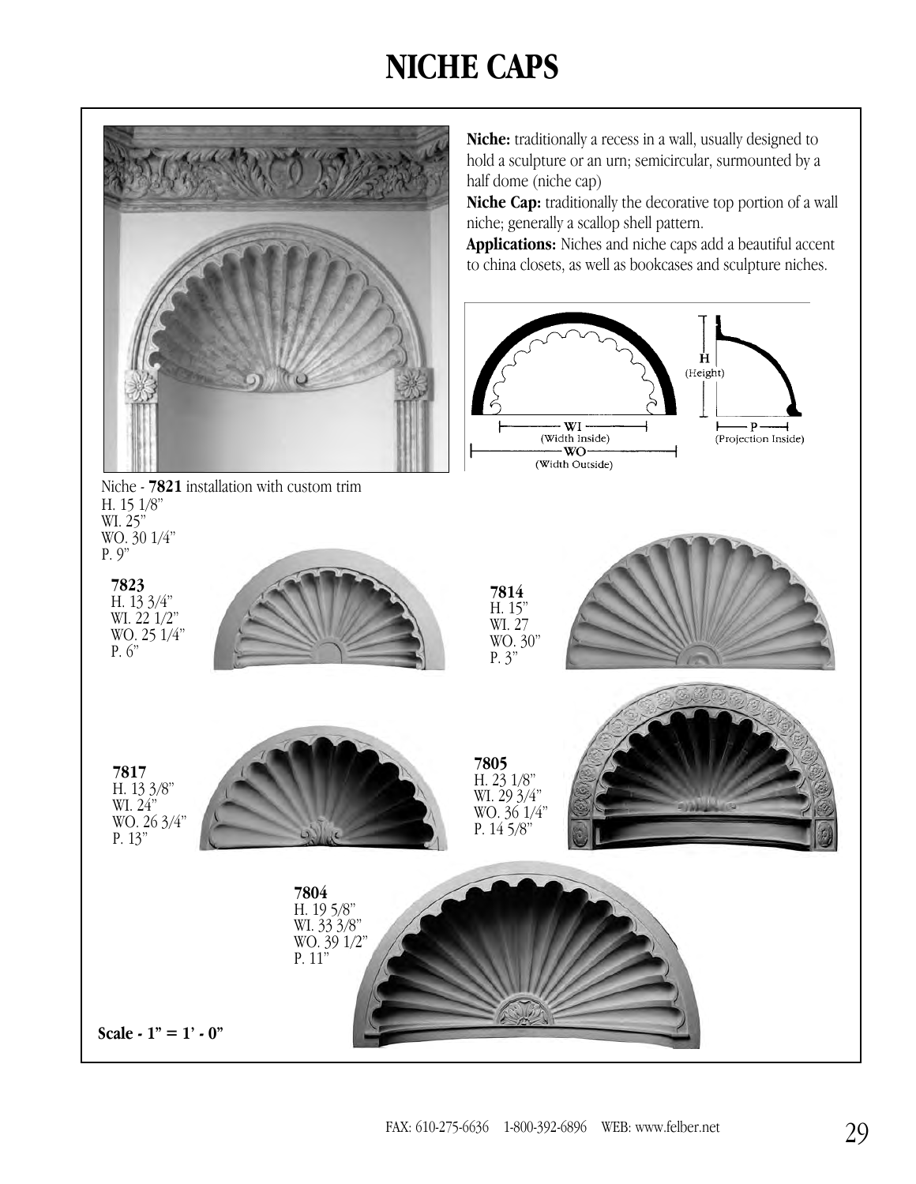# NICHE CAPS

**Niche:** traditionally a recess in a wall, usually designed to hold a sculpture or an urn; semicircular, surmounted by a half dome (niche cap)

**Niche Cap:** traditionally the decorative top portion of a wall niche; generally a scallop shell pattern.

**Applications:** Niches and niche caps add a beautiful accent to china closets, as well as bookcases and sculpture niches.

WI (Width Inside)
WO (Width Outside)
H (Height)
P (Projection Inside)

Niche - **7821** installation with custom trim
H. 15 1/8"
WI. 25"
WO. 30 1/4"
P. 9"

**7823**
H. 13 3/4"
WI. 22 1/2"
WO. 25 1/4"
P. 6"

**7814**
H. 15"
WI. 27
WO. 30"
P. 3"

**7817**
H. 13 3/8"
WI. 24"
WO. 26 3/4"
P. 13"

**7805**
H. 23 1/8"
WI. 29 3/4"
WO. 36 1/4"
P. 14 5/8"

**7804**
H. 19 5/8"
WI. 33 3/8"
WO. 39 1/2"
P. 11"

**Scale - 1" = 1' - 0"**

FAX: 610-275-6636 1-800-392-6896 WEB: www.felber.net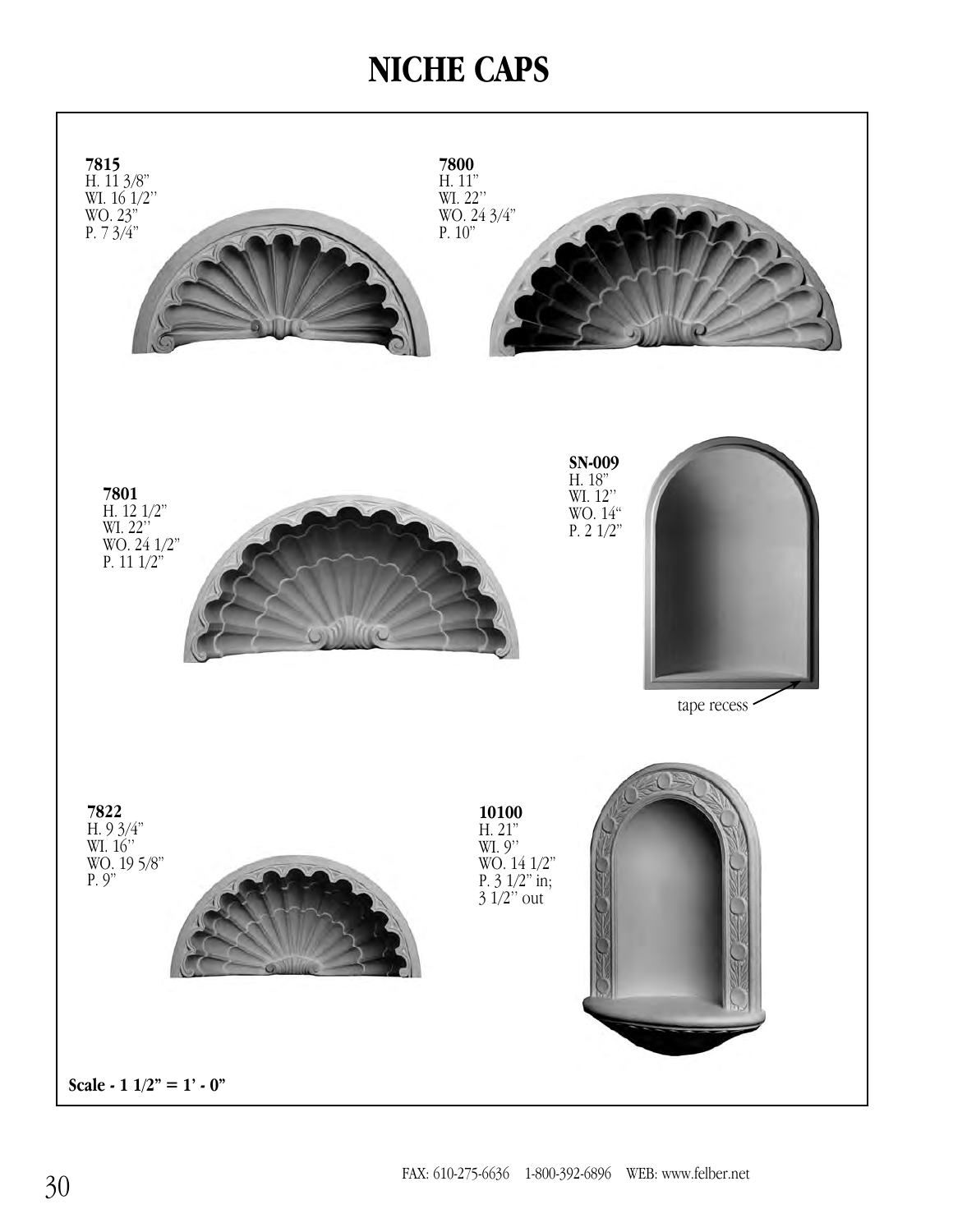# NICHE CAPS

**7815**
H. 11 3/8"
WI. 16 1/2"
WO. 23"
P. 7 3/4"

**7800**
H. 11"
WI. 22"
WO. 24 3/4"
P. 10"

**7801**
H. 12 1/2"
WI. 22"
WO. 24 1/2"
P. 11 1/2"

**SN-009**
H. 18"
WI. 12"
WO. 14"
P. 2 1/2"

tape recess

**7822**
H. 9 3/4"
WI. 16"
WO. 19 5/8"
P. 9"

**10100**
H. 21"
WI. 9"
WO. 14 1/2"
P. 3 1/2" in;
3 1/2" out

**Scale - 1 1/2" = 1' - 0"**

FAX: 610-275-6636 1-800-392-6896 WEB: www.felber.net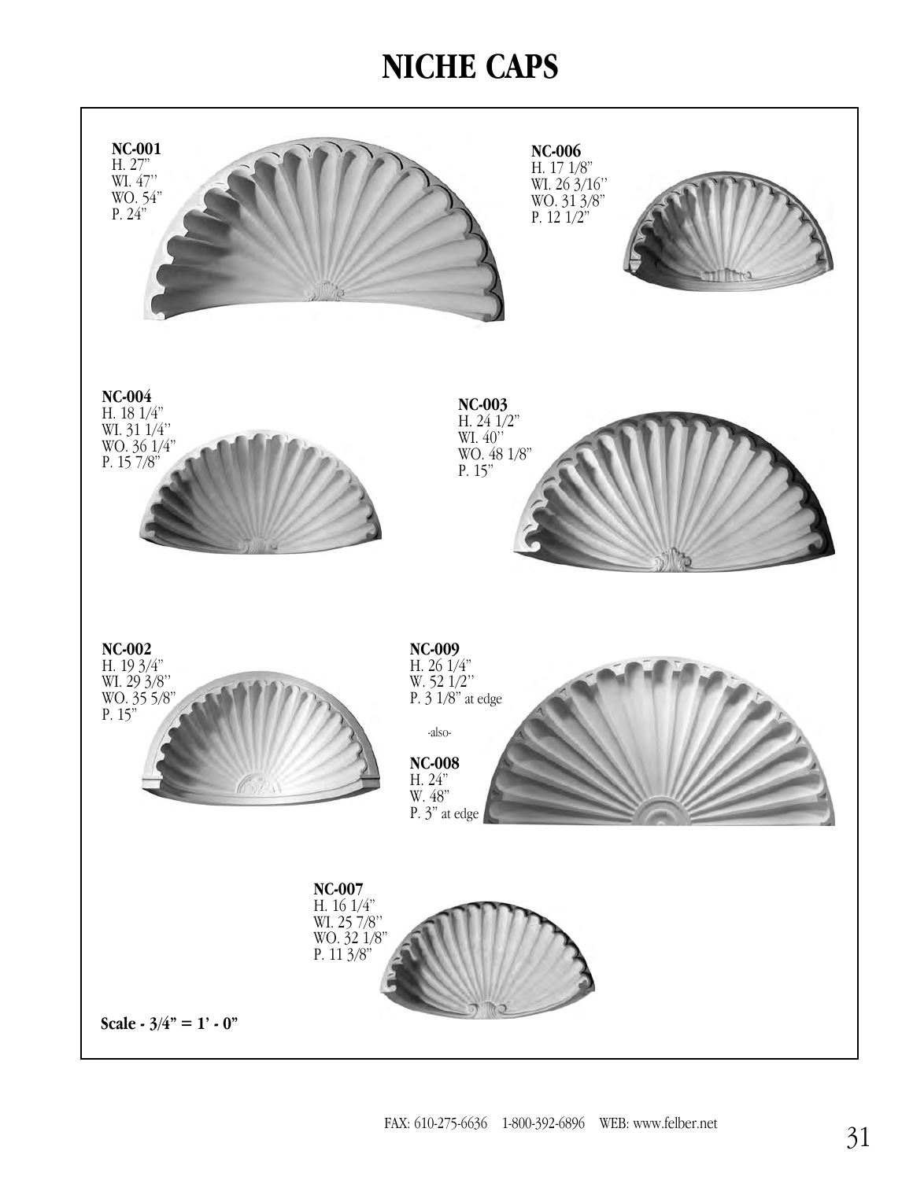# NICHE CAPS

**NC-001**
H. 27"
WI. 47"
WO. 54"
P. 24"

**NC-006**
H. 17 1/8"
WI. 26 3/16"
WO. 31 3/8"
P. 12 1/2"

**NC-004**
H. 18 1/4"
WI. 31 1/4"
WO. 36 1/4"
P. 15 7/8"

**NC-003**
H. 24 1/2"
WI. 40"
WO. 48 1/8"
P. 15"

**NC-002**
H. 19 3/4"
WI. 29 3/8"
WO. 35 5/8"
P. 15"

**NC-009**
H. 26 1/4"
W. 52 1/2"
P. 3 1/8" at edge

-also-

**NC-008**
H. 24"
W. 48"
P. 3" at edge

**NC-007**
H. 16 1/4"
WI. 25 7/8"
WO. 32 1/8"
P. 11 3/8"

**Scale - 3/4" = 1' - 0"**

FAX: 610-275-6636 1-800-392-6896 WEB: www.felber.net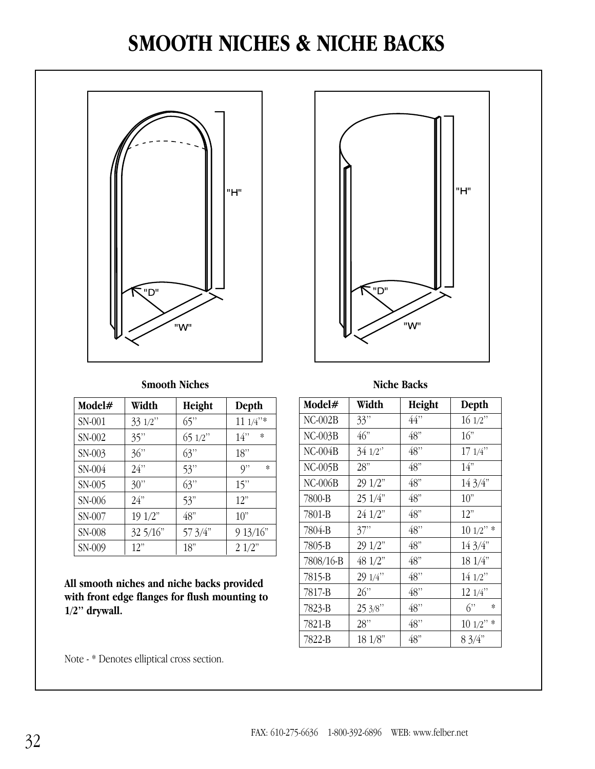# SMOOTH NICHES & NICHE BACKS

"H"

"D"

"W"

"H"

"D"

"W"

**Smooth Niches**

| Model# | Width | Height | Depth |
|---|---|---|---|
| SN-001 | 33 1/2" | 65" | 11 1/4"* |
| SN-002 | 35" | 65 1/2" | 14" * |
| SN-003 | 36" | 63" | 18" |
| SN-004 | 24" | 53" | 9" * |
| SN-005 | 30" | 63" | 15" |
| SN-006 | 24" | 53" | 12" |
| SN-007 | 19 1/2" | 48" | 10" |
| SN-008 | 32 5/16" | 57 3/4" | 9 13/16" |
| SN-009 | 12" | 18" | 2 1/2" |

**All smooth niches and niche backs provided with front edge flanges for flush mounting to 1/2" drywall.**

**Niche Backs**

| Model# | Width | Height | Depth |
|---|---|---|---|
| NC-002B | 33" | 44" | 16 1/2" |
| NC-003B | 46" | 48" | 16" |
| NC-004B | 34 1/2" | 48" | 17 1/4" |
| NC-005B | 28" | 48" | 14" |
| NC-006B | 29 1/2" | 48" | 14 3/4" |
| 7800-B | 25 1/4" | 48" | 10" |
| 7801-B | 24 1/2" | 48" | 12" |
| 7804-B | 37" | 48" | 10 1/2" * |
| 7805-B | 29 1/2" | 48" | 14 3/4" |
| 7808/16-B | 48 1/2" | 48" | 18 1/4" |
| 7815-B | 29 1/4" | 48" | 14 1/2" |
| 7817-B | 26" | 48" | 12 1/4" |
| 7823-B | 25 3/8" | 48" | 6" * |
| 7821-B | 28" | 48" | 10 1/2" * |
| 7822-B | 18 1/8" | 48" | 8 3/4" |

Note - * Denotes elliptical cross section.

FAX: 610-275-6636 1-800-392-6896 WEB: www.felber.net